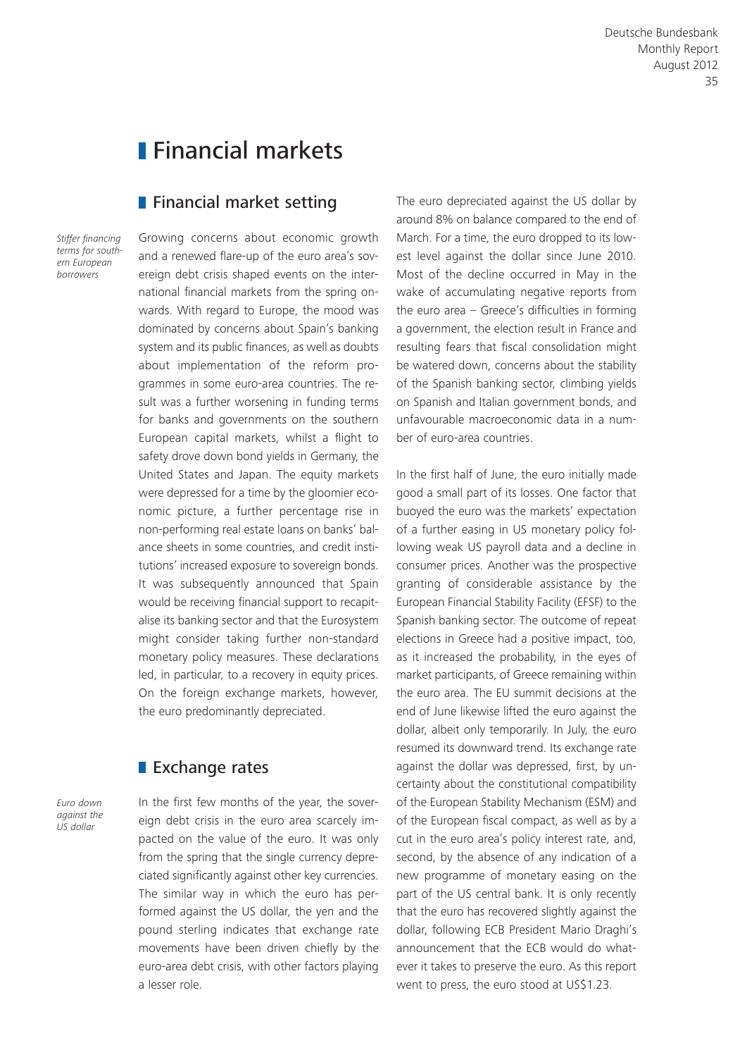# Financial markets

## Financial market setting

*Stiffer financing terms for southern European borrowers*

Growing concerns about economic growth and a renewed flare-up of the euro area's sovereign debt crisis shaped events on the international financial markets from the spring onwards. With regard to Europe, the mood was dominated by concerns about Spain's banking system and its public finances, as well as doubts about implementation of the reform programmes in some euro-area countries. The result was a further worsening in funding terms for banks and governments on the southern European capital markets, whilst a flight to safety drove down bond yields in Germany, the United States and Japan. The equity markets were depressed for a time by the gloomier economic picture, a further percentage rise in non-performing real estate loans on banks' balance sheets in some countries, and credit institutions' increased exposure to sovereign bonds. It was subsequently announced that Spain would be receiving financial support to recapitalise its banking sector and that the Eurosystem might consider taking further non-standard monetary policy measures. These declarations led, in particular, to a recovery in equity prices. On the foreign exchange markets, however, the euro predominantly depreciated.

## Exchange rates

*Euro down against the US dollar*

In the first few months of the year, the sovereign debt crisis in the euro area scarcely impacted on the value of the euro. It was only from the spring that the single currency depreciated significantly against other key currencies. The similar way in which the euro has performed against the US dollar, the yen and the pound sterling indicates that exchange rate movements have been driven chiefly by the euro-area debt crisis, with other factors playing a lesser role.

The euro depreciated against the US dollar by around 8% on balance compared to the end of March. For a time, the euro dropped to its lowest level against the dollar since June 2010. Most of the decline occurred in May in the wake of accumulating negative reports from the euro area – Greece's difficulties in forming a government, the election result in France and resulting fears that fiscal consolidation might be watered down, concerns about the stability of the Spanish banking sector, climbing yields on Spanish and Italian government bonds, and unfavourable macroeconomic data in a number of euro-area countries.

In the first half of June, the euro initially made good a small part of its losses. One factor that buoyed the euro was the markets' expectation of a further easing in US monetary policy following weak US payroll data and a decline in consumer prices. Another was the prospective granting of considerable assistance by the European Financial Stability Facility (EFSF) to the Spanish banking sector. The outcome of repeat elections in Greece had a positive impact, too, as it increased the probability, in the eyes of market participants, of Greece remaining within the euro area. The EU summit decisions at the end of June likewise lifted the euro against the dollar, albeit only temporarily. In July, the euro resumed its downward trend. Its exchange rate against the dollar was depressed, first, by uncertainty about the constitutional compatibility of the European Stability Mechanism (ESM) and of the European fiscal compact, as well as by a cut in the euro area's policy interest rate, and, second, by the absence of any indication of a new programme of monetary easing on the part of the US central bank. It is only recently that the euro has recovered slightly against the dollar, following ECB President Mario Draghi's announcement that the ECB would do whatever it takes to preserve the euro. As this report went to press, the euro stood at US$1.23.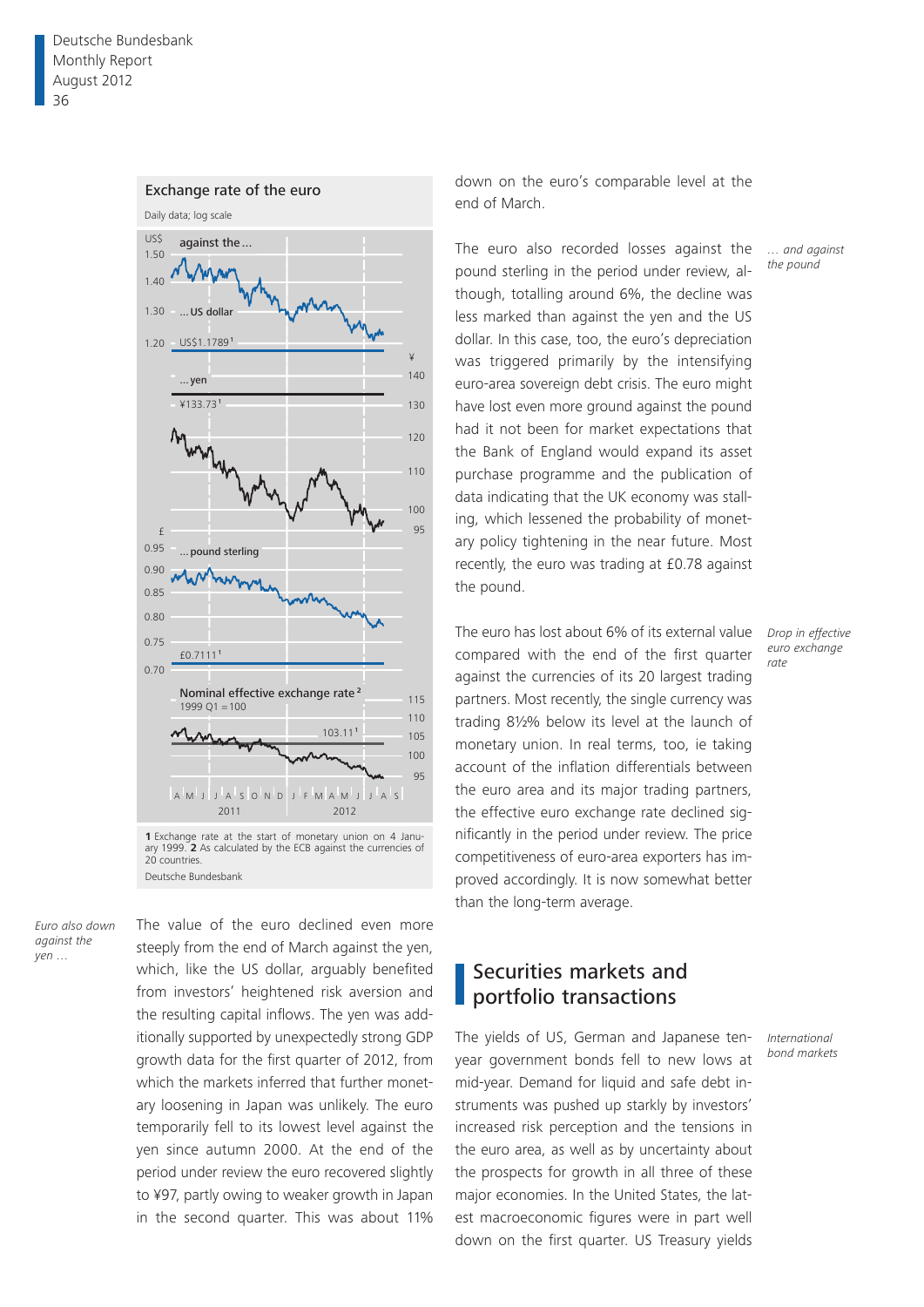**Exchange rate of the euro**

Daily data; log scale

1 Exchange rate at the start of monetary union on 4 January 1999. 2 As calculated by the ECB against the currencies of 20 countries.

Deutsche Bundesbank

*Euro also down against the yen …*

The value of the euro declined even more steeply from the end of March against the yen, which, like the US dollar, arguably benefited from investors' heightened risk aversion and the resulting capital inflows. The yen was additionally supported by unexpectedly strong GDP growth data for the first quarter of 2012, from which the markets inferred that further monetary loosening in Japan was unlikely. The euro temporarily fell to its lowest level against the yen since autumn 2000. At the end of the period under review the euro recovered slightly to ¥97, partly owing to weaker growth in Japan in the second quarter. This was about 11% down on the euro's comparable level at the end of March.

*… and against the pound*

The euro also recorded losses against the pound sterling in the period under review, although, totalling around 6%, the decline was less marked than against the yen and the US dollar. In this case, too, the euro's depreciation was triggered primarily by the intensifying euro-area sovereign debt crisis. The euro might have lost even more ground against the pound had it not been for market expectations that the Bank of England would expand its asset purchase programme and the publication of data indicating that the UK economy was stalling, which lessened the probability of monetary policy tightening in the near future. Most recently, the euro was trading at £0.78 against the pound.

*Drop in effective euro exchange rate*

The euro has lost about 6% of its external value compared with the end of the first quarter against the currencies of its 20 largest trading partners. Most recently, the single currency was trading 8½% below its level at the launch of monetary union. In real terms, too, ie taking account of the inflation differentials between the euro area and its major trading partners, the effective euro exchange rate declined significantly in the period under review. The price competitiveness of euro-area exporters has improved accordingly. It is now somewhat better than the long-term average.

## Securities markets and portfolio transactions

*International bond markets*

The yields of US, German and Japanese ten-year government bonds fell to new lows at mid-year. Demand for liquid and safe debt instruments was pushed up starkly by investors' increased risk perception and the tensions in the euro area, as well as by uncertainty about the prospects for growth in all three of these major economies. In the United States, the latest macroeconomic figures were in part well down on the first quarter. US Treasury yields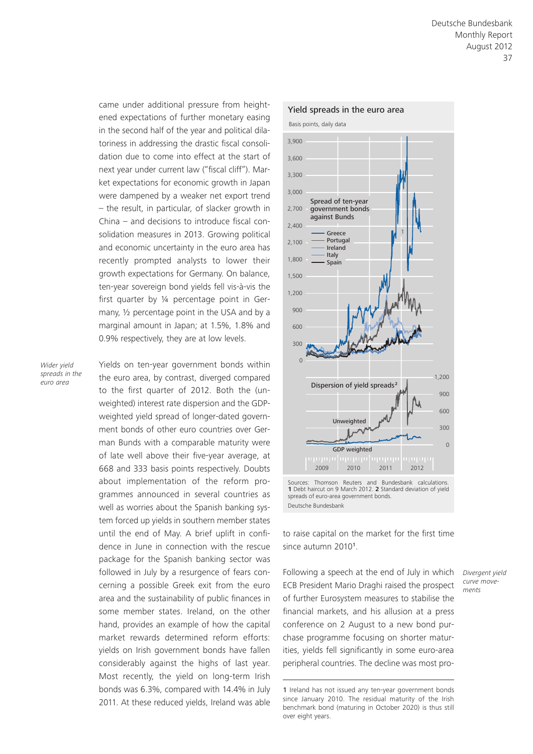came under additional pressure from heightened expectations of further monetary easing in the second half of the year and political dilatoriness in addressing the drastic fiscal consolidation due to come into effect at the start of next year under current law ("fiscal cliff"). Market expectations for economic growth in Japan were dampened by a weaker net export trend – the result, in particular, of slacker growth in China – and decisions to introduce fiscal consolidation measures in 2013. Growing political and economic uncertainty in the euro area has recently prompted analysts to lower their growth expectations for Germany. On balance, ten-year sovereign bond yields fell vis-à-vis the first quarter by ¼ percentage point in Germany, ½ percentage point in the USA and by a marginal amount in Japan; at 1.5%, 1.8% and 0.9% respectively, they are at low levels.

*Wider yield spreads in the euro area*

Yields on ten-year government bonds within the euro area, by contrast, diverged compared to the first quarter of 2012. Both the (unweighted) interest rate dispersion and the GDP-weighted yield spread of longer-dated government bonds of other euro countries over German Bunds with a comparable maturity were of late well above their five-year average, at 668 and 333 basis points respectively. Doubts about implementation of the reform programmes announced in several countries as well as worries about the Spanish banking system forced up yields in southern member states until the end of May. A brief uplift in confidence in June in connection with the rescue package for the Spanish banking sector was followed in July by a resurgence of fears concerning a possible Greek exit from the euro area and the sustainability of public finances in some member states. Ireland, on the other hand, provides an example of how the capital market rewards determined reform efforts: yields on Irish government bonds have fallen considerably against the highs of last year. Most recently, the yield on long-term Irish bonds was 6.3%, compared with 14.4% in July 2011. At these reduced yields, Ireland was able to raise capital on the market for the first time since autumn 2010[1].

**Yield spreads in the euro area**

Basis points, daily data

Spread of ten-year government bonds against Bunds: Greece, Portugal, Ireland, Italy, Spain

Dispersion of yield spreads[2]: Unweighted, GDP weighted

Sources: Thomson Reuters and Bundesbank calculations. **1** Debt haircut on 9 March 2012. **2** Standard deviation of yield spreads of euro-area government bonds.

Deutsche Bundesbank

*Divergent yield curve movements*

Following a speech at the end of July in which ECB President Mario Draghi raised the prospect of further Eurosystem measures to stabilise the financial markets, and his allusion at a press conference on 2 August to a new bond purchase programme focusing on shorter maturities, yields fell significantly in some euro-area peripheral countries. The decline was most pro-

[1] Ireland has not issued any ten-year government bonds since January 2010. The residual maturity of the Irish benchmark bond (maturing in October 2020) is thus still over eight years.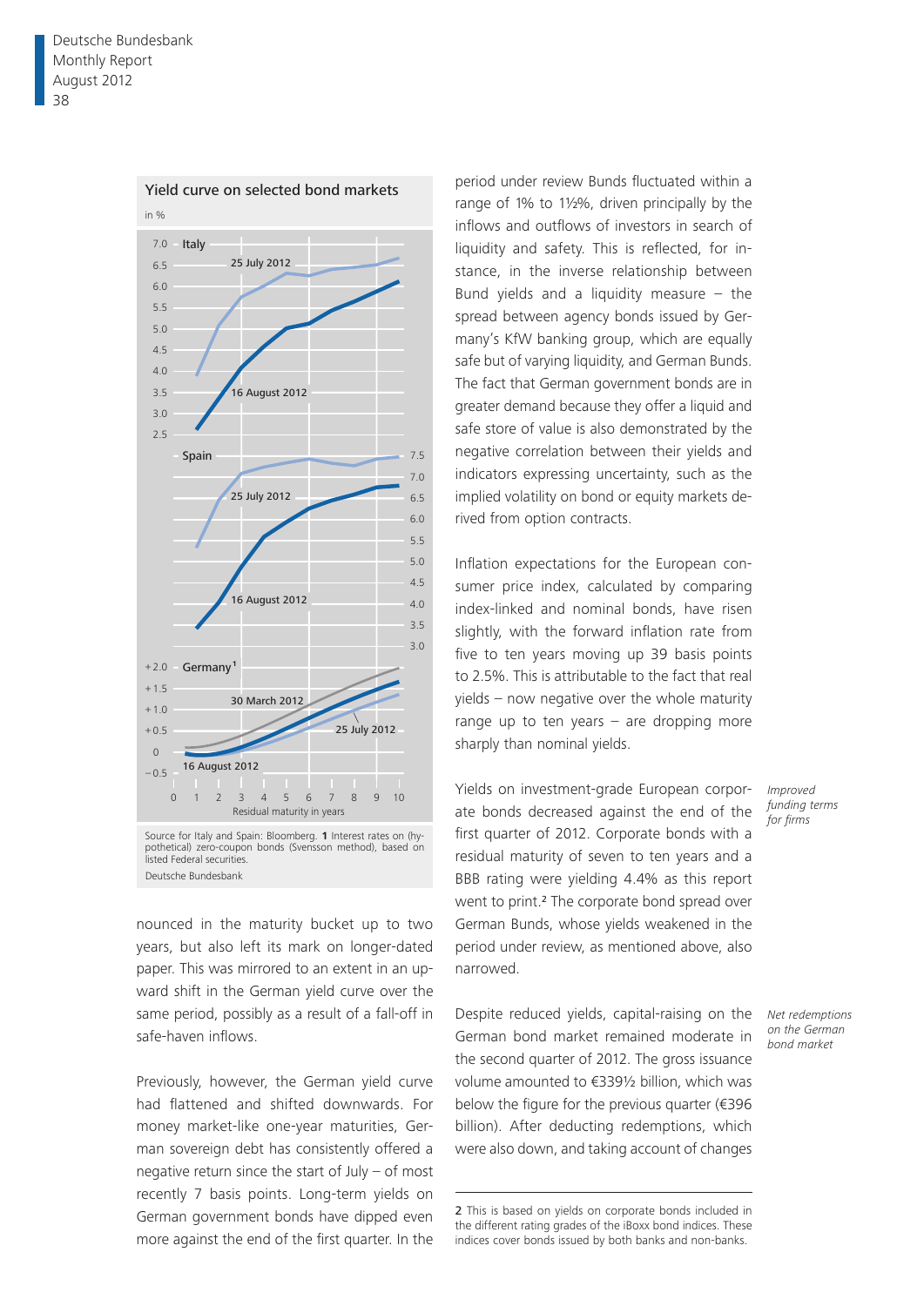**Yield curve on selected bond markets**

in %

Source for Italy and Spain: Bloomberg. 1 Interest rates on (hypothetical) zero-coupon bonds (Svensson method), based on listed Federal securities.

Deutsche Bundesbank

nounced in the maturity bucket up to two years, but also left its mark on longer-dated paper. This was mirrored to an extent in an upward shift in the German yield curve over the same period, possibly as a result of a fall-off in safe-haven inflows.

Previously, however, the German yield curve had flattened and shifted downwards. For money market-like one-year maturities, German sovereign debt has consistently offered a negative return since the start of July – of most recently 7 basis points. Long-term yields on German government bonds have dipped even more against the end of the first quarter. In the period under review Bunds fluctuated within a range of 1% to 1½%, driven principally by the inflows and outflows of investors in search of liquidity and safety. This is reflected, for instance, in the inverse relationship between Bund yields and a liquidity measure – the spread between agency bonds issued by Germany's KfW banking group, which are equally safe but of varying liquidity, and German Bunds. The fact that German government bonds are in greater demand because they offer a liquid and safe store of value is also demonstrated by the negative correlation between their yields and indicators expressing uncertainty, such as the implied volatility on bond or equity markets derived from option contracts.

Inflation expectations for the European consumer price index, calculated by comparing index-linked and nominal bonds, have risen slightly, with the forward inflation rate from five to ten years moving up 39 basis points to 2.5%. This is attributable to the fact that real yields – now negative over the whole maturity range up to ten years – are dropping more sharply than nominal yields.

*Improved funding terms for firms*

Yields on investment-grade European corporate bonds decreased against the end of the first quarter of 2012. Corporate bonds with a residual maturity of seven to ten years and a BBB rating were yielding 4.4% as this report went to print.[2] The corporate bond spread over German Bunds, whose yields weakened in the period under review, as mentioned above, also narrowed.

*Net redemptions on the German bond market*

Despite reduced yields, capital-raising on the German bond market remained moderate in the second quarter of 2012. The gross issuance volume amounted to €339½ billion, which was below the figure for the previous quarter (€396 billion). After deducting redemptions, which were also down, and taking account of changes

2 This is based on yields on corporate bonds included in the different rating grades of the iBoxx bond indices. These indices cover bonds issued by both banks and non-banks.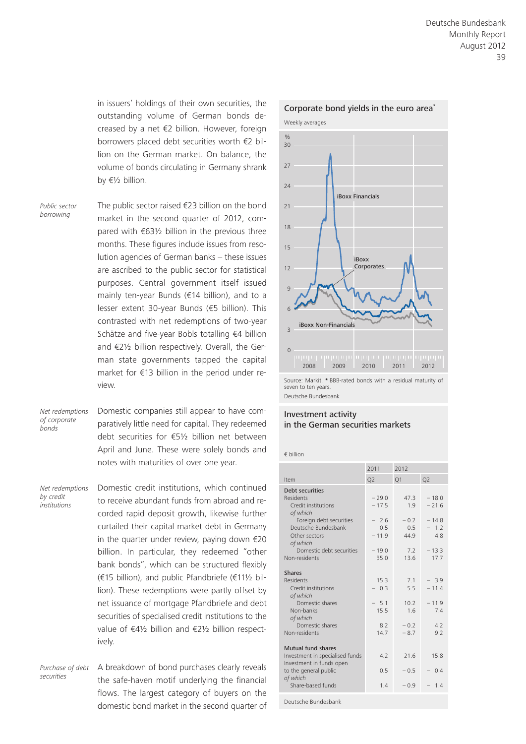in issuers' holdings of their own securities, the outstanding volume of German bonds decreased by a net €2 billion. However, foreign borrowers placed debt securities worth €2 billion on the German market. On balance, the volume of bonds circulating in Germany shrank by €½ billion.

*Public sector borrowing*

The public sector raised €23 billion on the bond market in the second quarter of 2012, compared with €63½ billion in the previous three months. These figures include issues from resolution agencies of German banks – these issues are ascribed to the public sector for statistical purposes. Central government itself issued mainly ten-year Bunds (€14 billion), and to a lesser extent 30-year Bunds (€5 billion). This contrasted with net redemptions of two-year Schätze and five-year Bobls totalling €4 billion and €2½ billion respectively. Overall, the German state governments tapped the capital market for €13 billion in the period under review.

*Net redemptions of corporate bonds*

Domestic companies still appear to have comparatively little need for capital. They redeemed debt securities for €5½ billion net between April and June. These were solely bonds and notes with maturities of over one year.

*Net redemptions by credit institutions*

Domestic credit institutions, which continued to receive abundant funds from abroad and recorded rapid deposit growth, likewise further curtailed their capital market debt in Germany in the quarter under review, paying down €20 billion. In particular, they redeemed "other bank bonds", which can be structured flexibly (€15 billion), and public Pfandbriefe (€11½ billion). These redemptions were partly offset by net issuance of mortgage Pfandbriefe and debt securities of specialised credit institutions to the value of €4½ billion and €2½ billion respectively.

*Purchase of debt securities*

A breakdown of bond purchases clearly reveals the safe-haven motif underlying the financial flows. The largest category of buyers on the domestic bond market in the second quarter of

**Corporate bond yields in the euro area***

Weekly averages

Source: Markit. * BBB-rated bonds with a residual maturity of seven to ten years.

Deutsche Bundesbank

**Investment activity in the German securities markets**

€ billion

| Item | 2011 Q2 | 2012 Q1 | 2012 Q2 |
|---|---|---|---|
| **Debt securities** | | | |
| Residents | − 29.0 | 47.3 | − 18.0 |
| Credit institutions | − 17.5 | 1.9 | − 21.6 |
| *of which* | | | |
| Foreign debt securities | − 2.6 | − 0.2 | − 14.8 |
| Deutsche Bundesbank | 0.5 | 0.5 | − 1.2 |
| Other sectors | − 11.9 | 44.9 | 4.8 |
| *of which* | | | |
| Domestic debt securities | − 19.0 | 7.2 | − 13.3 |
| Non-residents | 35.0 | 13.6 | 17.7 |
| **Shares** | | | |
| Residents | 15.3 | 7.1 | − 3.9 |
| Credit institutions | − 0.3 | 5.5 | − 11.4 |
| *of which* | | | |
| Domestic shares | − 5.1 | 10.2 | − 11.9 |
| Non-banks | 15.5 | 1.6 | 7.4 |
| *of which* | | | |
| Domestic shares | 8.2 | − 0.2 | 4.2 |
| Non-residents | 14.7 | − 8.7 | 9.2 |
| **Mutual fund shares** | | | |
| Investment in specialised funds | 4.2 | 21.6 | 15.8 |
| Investment in funds open to the general public | 0.5 | − 0.5 | − 0.4 |
| *of which* | | | |
| Share-based funds | 1.4 | − 0.9 | − 1.4 |

Deutsche Bundesbank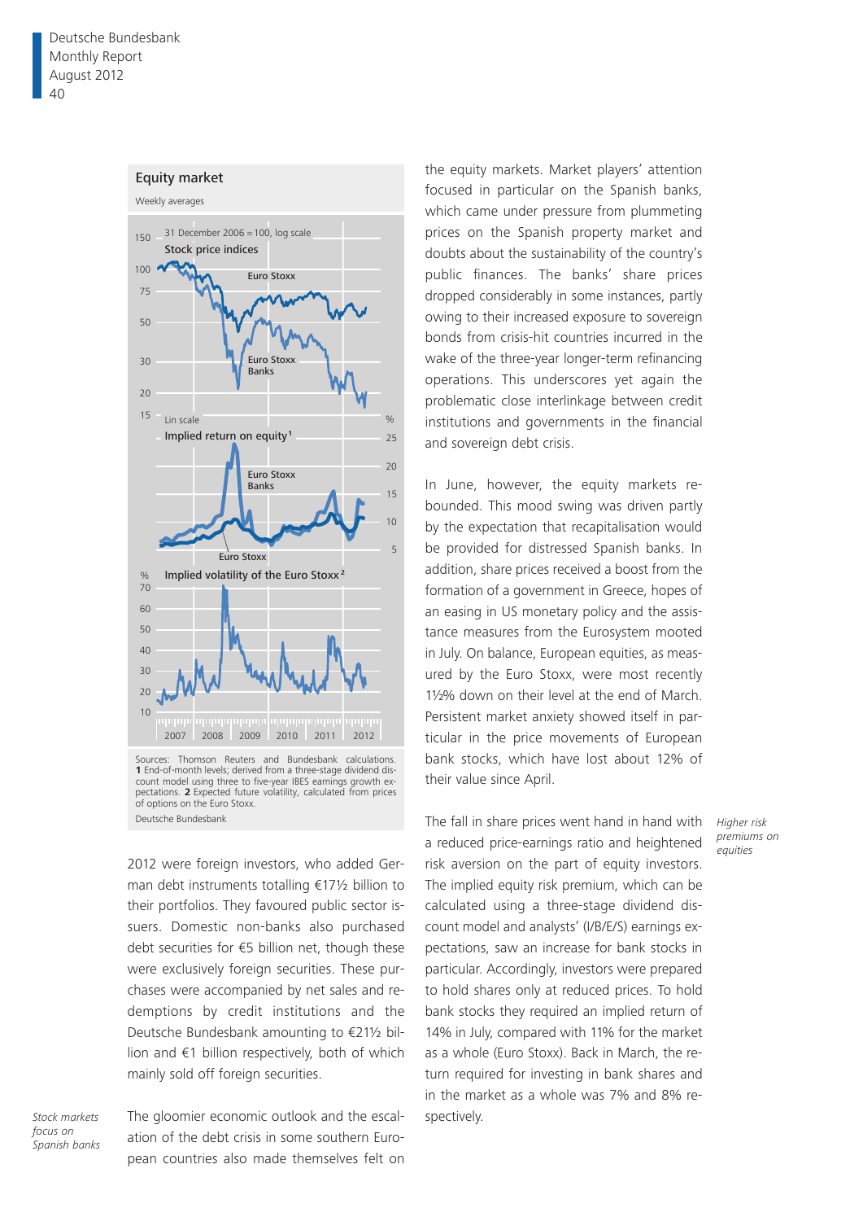**Equity market**

Weekly averages

Sources: Thomson Reuters and Bundesbank calculations. **1** End-of-month levels; derived from a three-stage dividend discount model using three to five-year IBES earnings growth expectations. **2** Expected future volatility, calculated from prices of options on the Euro Stoxx.

Deutsche Bundesbank

2012 were foreign investors, who added German debt instruments totalling €17½ billion to their portfolios. They favoured public sector issuers. Domestic non-banks also purchased debt securities for €5 billion net, though these were exclusively foreign securities. These purchases were accompanied by net sales and redemptions by credit institutions and the Deutsche Bundesbank amounting to €21½ billion and €1 billion respectively, both of which mainly sold off foreign securities.

*Stock markets focus on Spanish banks*

The gloomier economic outlook and the escalation of the debt crisis in some southern European countries also made themselves felt on the equity markets. Market players' attention focused in particular on the Spanish banks, which came under pressure from plummeting prices on the Spanish property market and doubts about the sustainability of the country's public finances. The banks' share prices dropped considerably in some instances, partly owing to their increased exposure to sovereign bonds from crisis-hit countries incurred in the wake of the three-year longer-term refinancing operations. This underscores yet again the problematic close interlinkage between credit institutions and governments in the financial and sovereign debt crisis.

In June, however, the equity markets rebounded. This mood swing was driven partly by the expectation that recapitalisation would be provided for distressed Spanish banks. In addition, share prices received a boost from the formation of a government in Greece, hopes of an easing in US monetary policy and the assistance measures from the Eurosystem mooted in July. On balance, European equities, as measured by the Euro Stoxx, were most recently 1½% down on their level at the end of March. Persistent market anxiety showed itself in particular in the price movements of European bank stocks, which have lost about 12% of their value since April.

*Higher risk premiums on equities*

The fall in share prices went hand in hand with a reduced price-earnings ratio and heightened risk aversion on the part of equity investors. The implied equity risk premium, which can be calculated using a three-stage dividend discount model and analysts' (I/B/E/S) earnings expectations, saw an increase for bank stocks in particular. Accordingly, investors were prepared to hold shares only at reduced prices. To hold bank stocks they required an implied return of 14% in July, compared with 11% for the market as a whole (Euro Stoxx). Back in March, the return required for investing in bank shares and in the market as a whole was 7% and 8% respectively.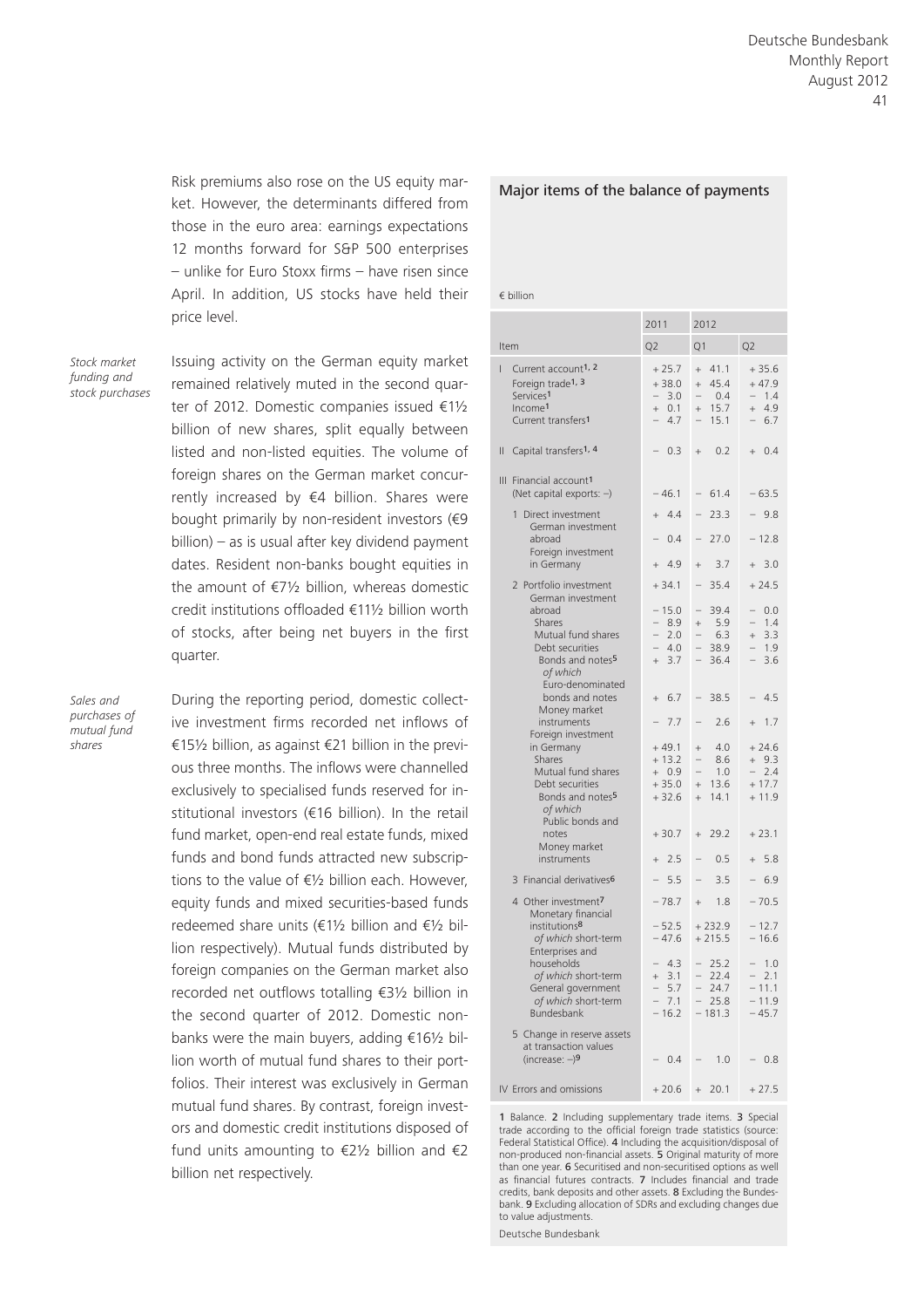Risk premiums also rose on the US equity market. However, the determinants differed from those in the euro area: earnings expectations 12 months forward for S&P 500 enterprises – unlike for Euro Stoxx firms – have risen since April. In addition, US stocks have held their price level.

*Stock market funding and stock purchases*

Issuing activity on the German equity market remained relatively muted in the second quarter of 2012. Domestic companies issued €1½ billion of new shares, split equally between listed and non-listed equities. The volume of foreign shares on the German market concurrently increased by €4 billion. Shares were bought primarily by non-resident investors (€9 billion) – as is usual after key dividend payment dates. Resident non-banks bought equities in the amount of €7½ billion, whereas domestic credit institutions offloaded €11½ billion worth of stocks, after being net buyers in the first quarter.

*Sales and purchases of mutual fund shares*

During the reporting period, domestic collective investment firms recorded net inflows of €15½ billion, as against €21 billion in the previous three months. The inflows were channelled exclusively to specialised funds reserved for institutional investors (€16 billion). In the retail fund market, open-end real estate funds, mixed funds and bond funds attracted new subscriptions to the value of €½ billion each. However, equity funds and mixed securities-based funds redeemed share units (€1½ billion and €½ billion respectively). Mutual funds distributed by foreign companies on the German market also recorded net outflows totalling €3½ billion in the second quarter of 2012. Domestic non-banks were the main buyers, adding €16½ billion worth of mutual fund shares to their portfolios. Their interest was exclusively in German mutual fund shares. By contrast, foreign investors and domestic credit institutions disposed of fund units amounting to €2½ billion and €2 billion net respectively.

## Major items of the balance of payments

€ billion

| Item | 2011 Q2 | 2012 Q1 | 2012 Q2 |
|---|---|---|---|
| I Current account[1, 2] | + 25.7 | + 41.1 | + 35.6 |
| Foreign trade[1, 3] | + 38.0 | + 45.4 | + 47.9 |
| Services[1] | − 3.0 | − 0.4 | − 1.4 |
| Income[1] | + 0.1 | + 15.7 | + 4.9 |
| Current transfers[1] | − 4.7 | − 15.1 | − 6.7 |
| II Capital transfers[1, 4] | − 0.3 | + 0.2 | + 0.4 |
| III Financial account[1] (Net capital exports: −) | − 46.1 | − 61.4 | − 63.5 |
| 1 Direct investment | + 4.4 | − 23.3 | − 9.8 |
| German investment abroad | − 0.4 | − 27.0 | − 12.8 |
| Foreign investment in Germany | + 4.9 | + 3.7 | + 3.0 |
| 2 Portfolio investment | + 34.1 | − 35.4 | + 24.5 |
| German investment abroad | − 15.0 | − 39.4 | − 0.0 |
| Shares | − 8.9 | + 5.9 | − 1.4 |
| Mutual fund shares | − 2.0 | − 6.3 | + 3.3 |
| Debt securities | − 4.0 | − 38.9 | − 1.9 |
| Bonds and notes[5] | + 3.7 | − 36.4 | − 3.6 |
| *of which* Euro-denominated bonds and notes | + 6.7 | − 38.5 | − 4.5 |
| Money market instruments | − 7.7 | − 2.6 | + 1.7 |
| Foreign investment in Germany | + 49.1 | + 4.0 | + 24.6 |
| Shares | + 13.2 | − 8.6 | + 9.3 |
| Mutual fund shares | + 0.9 | − 1.0 | − 2.4 |
| Debt securities | + 35.0 | + 13.6 | + 17.7 |
| Bonds and notes[5] | + 32.6 | + 14.1 | + 11.9 |
| *of which* Public bonds and notes | + 30.7 | + 29.2 | + 23.1 |
| Money market instruments | + 2.5 | − 0.5 | + 5.8 |
| 3 Financial derivatives[6] | − 5.5 | − 3.5 | − 6.9 |
| 4 Other investment[7] | − 78.7 | + 1.8 | − 70.5 |
| Monetary financial institutions[8] | − 52.5 | + 232.9 | − 12.7 |
| *of which* short-term | − 47.6 | + 215.5 | − 16.6 |
| Enterprises and households | − 4.3 | − 25.2 | − 1.0 |
| *of which* short-term | + 3.1 | − 22.4 | − 2.1 |
| General government | − 5.7 | − 24.7 | − 11.1 |
| *of which* short-term | − 7.1 | − 25.8 | − 11.9 |
| Bundesbank | − 16.2 | − 181.3 | − 45.7 |
| 5 Change in reserve assets at transaction values (increase: −)[9] | − 0.4 | − 1.0 | − 0.8 |
| IV Errors and omissions | + 20.6 | + 20.1 | + 27.5 |

1 Balance. 2 Including supplementary trade items. 3 Special trade according to the official foreign trade statistics (source: Federal Statistical Office). 4 Including the acquisition/disposal of non-produced non-financial assets. 5 Original maturity of more than one year. 6 Securitised and non-securitised options as well as financial futures contracts. 7 Includes financial and trade credits, bank deposits and other assets. 8 Excluding the Bundesbank. 9 Excluding allocation of SDRs and excluding changes due to value adjustments.

Deutsche Bundesbank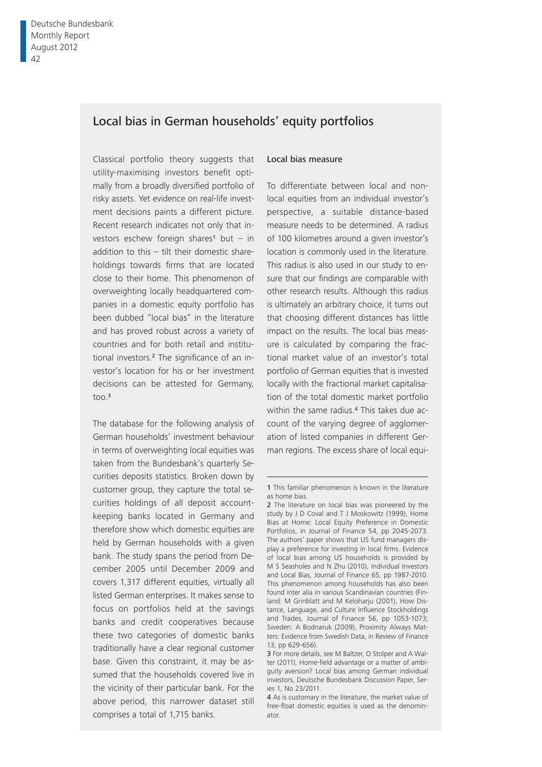## Local bias in German households' equity portfolios

Classical portfolio theory suggests that utility-maximising investors benefit optimally from a broadly diversified portfolio of risky assets. Yet evidence on real-life investment decisions paints a different picture. Recent research indicates not only that investors eschew foreign shares[1] but – in addition to this – tilt their domestic shareholdings towards firms that are located close to their home. This phenomenon of overweighting locally headquartered companies in a domestic equity portfolio has been dubbed "local bias" in the literature and has proved robust across a variety of countries and for both retail and institutional investors.[2] The significance of an investor's location for his or her investment decisions can be attested for Germany, too.[3]

The database for the following analysis of German households' investment behaviour in terms of overweighting local equities was taken from the Bundesbank's quarterly Securities deposits statistics. Broken down by customer group, they capture the total securities holdings of all deposit account-keeping banks located in Germany and therefore show which domestic equities are held by German households with a given bank. The study spans the period from December 2005 until December 2009 and covers 1,317 different equities, virtually all listed German enterprises. It makes sense to focus on portfolios held at the savings banks and credit cooperatives because these two categories of domestic banks traditionally have a clear regional customer base. Given this constraint, it may be assumed that the households covered live in the vicinity of their particular bank. For the above period, this narrower dataset still comprises a total of 1,715 banks.

### Local bias measure

To differentiate between local and non-local equities from an individual investor's perspective, a suitable distance-based measure needs to be determined. A radius of 100 kilometres around a given investor's location is commonly used in the literature. This radius is also used in our study to ensure that our findings are comparable with other research results. Although this radius is ultimately an arbitrary choice, it turns out that choosing different distances has little impact on the results. The local bias measure is calculated by comparing the fractional market value of an investor's total portfolio of German equities that is invested locally with the fractional market capitalisation of the total domestic market portfolio within the same radius.[4] This takes due account of the varying degree of agglomeration of listed companies in different German regions. The excess share of local equi-

---

1 This familiar phenomenon is known in the literature as home bias.

2 The literature on local bias was pioneered by the study by J D Coval and T J Moskowitz (1999), Home Bias at Home: Local Equity Preference in Domestic Portfolios, in Journal of Finance 54, pp 2045-2073. The authors' paper shows that US fund managers display a preference for investing in local firms. Evidence of local bias among US households is provided by M S Seasholes and N Zhu (2010), Individual Investors and Local Bias, Journal of Finance 65, pp 1987-2010. This phenomenon among households has also been found inter alia in various Scandinavian countries (Finland: M Grinblatt and M Keloharju (2001), How Distance, Language, and Culture Influence Stockholdings and Trades, Journal of Finance 56, pp 1053-1073; Sweden: A Bodnaruk (2009), Proximity Always Matters: Evidence from Swedish Data, in Review of Finance 13, pp 629-656).

3 For more details, see M Baltzer, O Stolper and A Walter (2011), Home-field advantage or a matter of ambiguity aversion? Local bias among German individual investors, Deutsche Bundesbank Discussion Paper, Series 1, No 23/2011.

4 As is customary in the literature, the market value of free-float domestic equities is used as the denominator.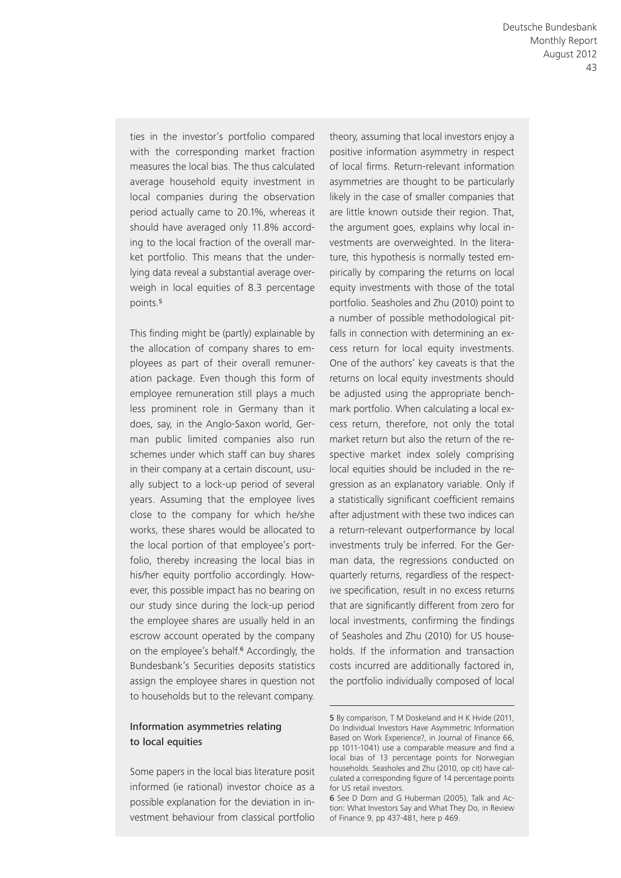ties in the investor's portfolio compared with the corresponding market fraction measures the local bias. The thus calculated average household equity investment in local companies during the observation period actually came to 20.1%, whereas it should have averaged only 11.8% according to the local fraction of the overall market portfolio. This means that the underlying data reveal a substantial average overweigh in local equities of 8.3 percentage points.[5]

This finding might be (partly) explainable by the allocation of company shares to employees as part of their overall remuneration package. Even though this form of employee remuneration still plays a much less prominent role in Germany than it does, say, in the Anglo-Saxon world, German public limited companies also run schemes under which staff can buy shares in their company at a certain discount, usually subject to a lock-up period of several years. Assuming that the employee lives close to the company for which he/she works, these shares would be allocated to the local portion of that employee's portfolio, thereby increasing the local bias in his/her equity portfolio accordingly. However, this possible impact has no bearing on our study since during the lock-up period the employee shares are usually held in an escrow account operated by the company on the employee's behalf.[6] Accordingly, the Bundesbank's Securities deposits statistics assign the employee shares in question not to households but to the relevant company.

### Information asymmetries relating to local equities

Some papers in the local bias literature posit informed (ie rational) investor choice as a possible explanation for the deviation in investment behaviour from classical portfolio theory, assuming that local investors enjoy a positive information asymmetry in respect of local firms. Return-relevant information asymmetries are thought to be particularly likely in the case of smaller companies that are little known outside their region. That, the argument goes, explains why local investments are overweighted. In the literature, this hypothesis is normally tested empirically by comparing the returns on local equity investments with those of the total portfolio. Seasholes and Zhu (2010) point to a number of possible methodological pitfalls in connection with determining an excess return for local equity investments. One of the authors' key caveats is that the returns on local equity investments should be adjusted using the appropriate benchmark portfolio. When calculating a local excess return, therefore, not only the total market return but also the return of the respective market index solely comprising local equities should be included in the regression as an explanatory variable. Only if a statistically significant coefficient remains after adjustment with these two indices can a return-relevant outperformance by local investments truly be inferred. For the German data, the regressions conducted on quarterly returns, regardless of the respective specification, result in no excess returns that are significantly different from zero for local investments, confirming the findings of Seasholes and Zhu (2010) for US households. If the information and transaction costs incurred are additionally factored in, the portfolio individually composed of local

---

5 By comparison, T M Doskeland and H K Hvide (2011, Do Individual Investors Have Asymmetric Information Based on Work Experience?, in Journal of Finance 66, pp 1011-1041) use a comparable measure and find a local bias of 13 percentage points for Norwegian households. Seasholes and Zhu (2010, op cit) have calculated a corresponding figure of 14 percentage points for US retail investors.

6 See D Dorn and G Huberman (2005), Talk and Action: What Investors Say and What They Do, in Review of Finance 9, pp 437-481, here p 469.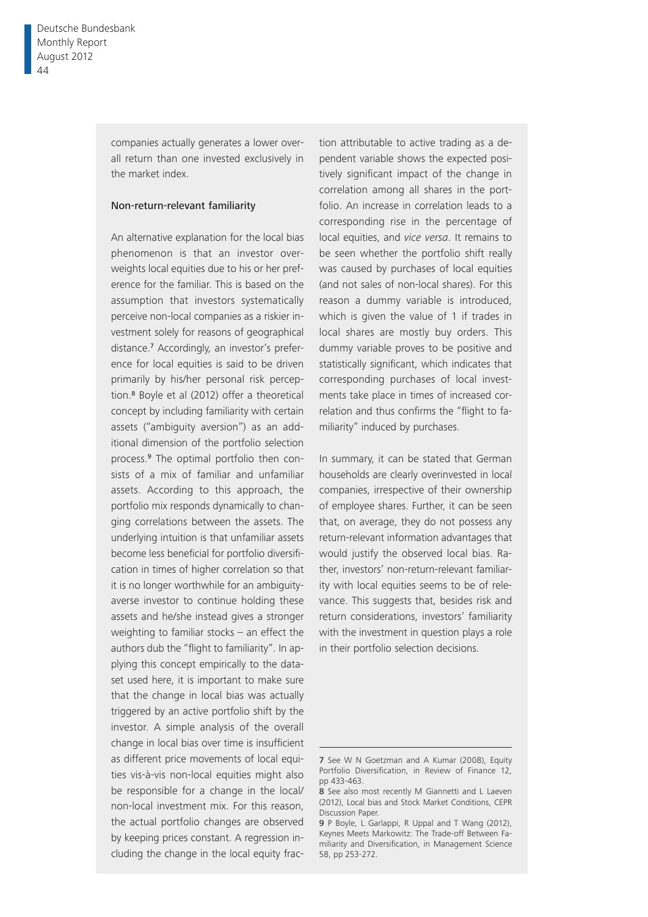companies actually generates a lower overall return than one invested exclusively in the market index.

### Non-return-relevant familiarity

An alternative explanation for the local bias phenomenon is that an investor overweights local equities due to his or her preference for the familiar. This is based on the assumption that investors systematically perceive non-local companies as a riskier investment solely for reasons of geographical distance.[7] Accordingly, an investor's preference for local equities is said to be driven primarily by his/her personal risk perception.[8] Boyle et al (2012) offer a theoretical concept by including familiarity with certain assets ("ambiguity aversion") as an additional dimension of the portfolio selection process.[9] The optimal portfolio then consists of a mix of familiar and unfamiliar assets. According to this approach, the portfolio mix responds dynamically to changing correlations between the assets. The underlying intuition is that unfamiliar assets become less beneficial for portfolio diversification in times of higher correlation so that it is no longer worthwhile for an ambiguity-averse investor to continue holding these assets and he/she instead gives a stronger weighting to familiar stocks – an effect the authors dub the "flight to familiarity". In applying this concept empirically to the dataset used here, it is important to make sure that the change in local bias was actually triggered by an active portfolio shift by the investor. A simple analysis of the overall change in local bias over time is insufficient as different price movements of local equities vis-à-vis non-local equities might also be responsible for a change in the local/non-local investment mix. For this reason, the actual portfolio changes are observed by keeping prices constant. A regression including the change in the local equity fraction attributable to active trading as a dependent variable shows the expected positively significant impact of the change in correlation among all shares in the portfolio. An increase in correlation leads to a corresponding rise in the percentage of local equities, and *vice versa*. It remains to be seen whether the portfolio shift really was caused by purchases of local equities (and not sales of non-local shares). For this reason a dummy variable is introduced, which is given the value of 1 if trades in local shares are mostly buy orders. This dummy variable proves to be positive and statistically significant, which indicates that corresponding purchases of local investments take place in times of increased correlation and thus confirms the "flight to familiarity" induced by purchases.

In summary, it can be stated that German households are clearly overinvested in local companies, irrespective of their ownership of employee shares. Further, it can be seen that, on average, they do not possess any return-relevant information advantages that would justify the observed local bias. Rather, investors' non-return-relevant familiarity with local equities seems to be of relevance. This suggests that, besides risk and return considerations, investors' familiarity with the investment in question plays a role in their portfolio selection decisions.

---

7 See W N Goetzman and A Kumar (2008), Equity Portfolio Diversification, in Review of Finance 12, pp 433-463.

8 See also most recently M Giannetti and L Laeven (2012), Local bias and Stock Market Conditions, CEPR Discussion Paper.

9 P Boyle, L Garlappi, R Uppal and T Wang (2012), Keynes Meets Markowitz: The Trade-off Between Familiarity and Diversification, in Management Science 58, pp 253-272.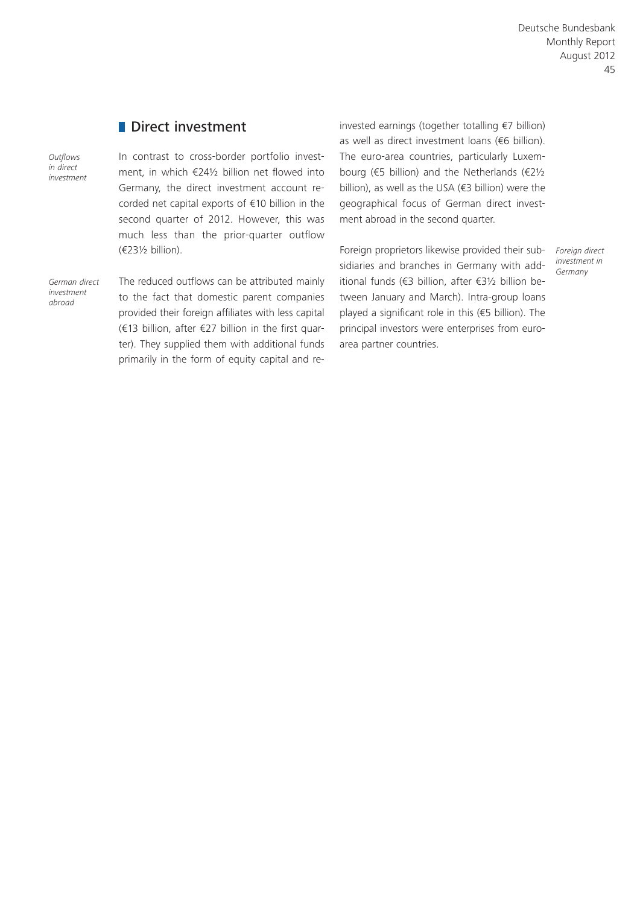## Direct investment

*Outflows in direct investment*

In contrast to cross-border portfolio investment, in which €24½ billion net flowed into Germany, the direct investment account recorded net capital exports of €10 billion in the second quarter of 2012. However, this was much less than the prior-quarter outflow (€23½ billion).

*German direct investment abroad*

The reduced outflows can be attributed mainly to the fact that domestic parent companies provided their foreign affiliates with less capital (€13 billion, after €27 billion in the first quarter). They supplied them with additional funds primarily in the form of equity capital and reinvested earnings (together totalling €7 billion) as well as direct investment loans (€6 billion). The euro-area countries, particularly Luxembourg (€5 billion) and the Netherlands (€2½ billion), as well as the USA (€3 billion) were the geographical focus of German direct investment abroad in the second quarter.

*Foreign direct investment in Germany*

Foreign proprietors likewise provided their subsidiaries and branches in Germany with additional funds (€3 billion, after €3½ billion between January and March). Intra-group loans played a significant role in this (€5 billion). The principal investors were enterprises from euro-area partner countries.